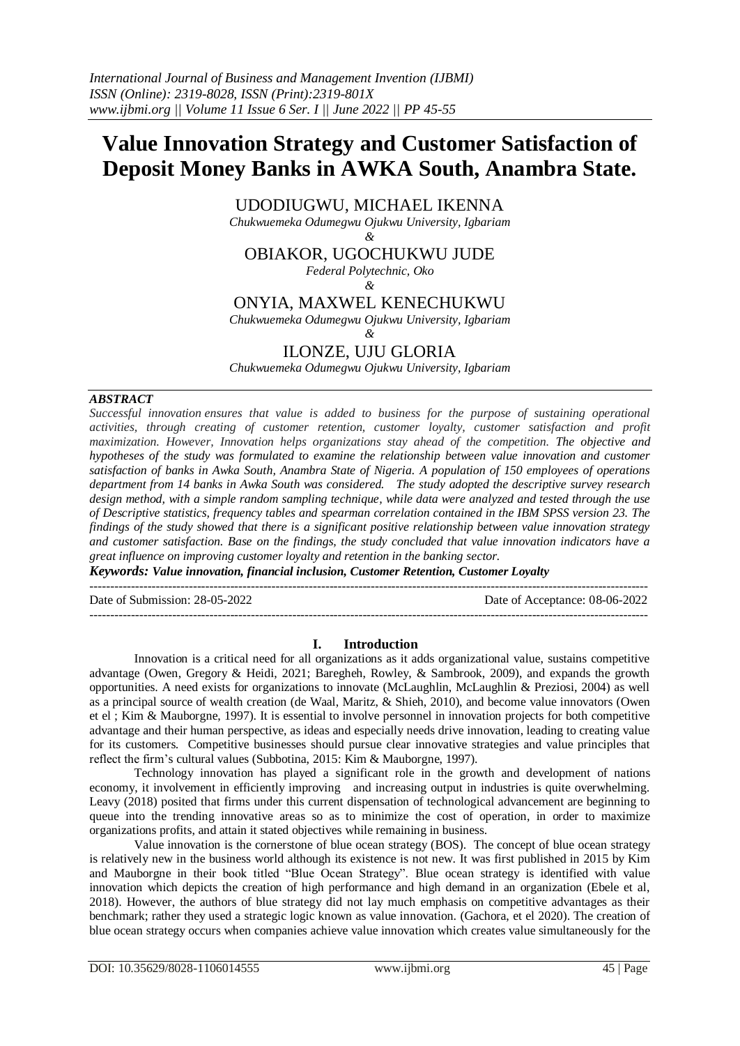# Value Innovation Strategy and Customer Satisfaction of Deposit Money Banks in AWKA South, Anambra State.

UDODIUGWU, MICHAEL IKENNA
*Chukwuemeka Odumegwu Ojukwu University, Igbariam*
*&*
OBIAKOR, UGOCHUKWU JUDE
*Federal Polytechnic, Oko*
*&*
ONYIA, MAXWEL KENECHUKWU
*Chukwuemeka Odumegwu Ojukwu University, Igbariam*
*&*
ILONZE, UJU GLORIA
*Chukwuemeka Odumegwu Ojukwu University, Igbariam*

### *ABSTRACT*

*Successful innovation ensures that value is added to business for the purpose of sustaining operational activities, through creating of customer retention, customer loyalty, customer satisfaction and profit maximization. However, Innovation helps organizations stay ahead of the competition. The objective and hypotheses of the study was formulated to examine the relationship between value innovation and customer satisfaction of banks in Awka South, Anambra State of Nigeria. A population of 150 employees of operations department from 14 banks in Awka South was considered. The study adopted the descriptive survey research design method, with a simple random sampling technique, while data were analyzed and tested through the use of Descriptive statistics, frequency tables and spearman correlation contained in the IBM SPSS version 23. The findings of the study showed that there is a significant positive relationship between value innovation strategy and customer satisfaction. Base on the findings, the study concluded that value innovation indicators have a great influence on improving customer loyalty and retention in the banking sector.*

***Keywords: Value innovation, financial inclusion, Customer Retention, Customer Loyalty***

---

Date of Submission: 28-05-2022 | Date of Acceptance: 08-06-2022

---

## I. Introduction

Innovation is a critical need for all organizations as it adds organizational value, sustains competitive advantage (Owen, Gregory & Heidi, 2021; Baregheh, Rowley, & Sambrook, 2009), and expands the growth opportunities. A need exists for organizations to innovate (McLaughlin, McLaughlin & Preziosi, 2004) as well as a principal source of wealth creation (de Waal, Maritz, & Shieh, 2010), and become value innovators (Owen et el ; Kim & Mauborgne, 1997). It is essential to involve personnel in innovation projects for both competitive advantage and their human perspective, as ideas and especially needs drive innovation, leading to creating value for its customers. Competitive businesses should pursue clear innovative strategies and value principles that reflect the firm's cultural values (Subbotina, 2015: Kim & Mauborgne, 1997).

Technology innovation has played a significant role in the growth and development of nations economy, it involvement in efficiently improving and increasing output in industries is quite overwhelming. Leavy (2018) posited that firms under this current dispensation of technological advancement are beginning to queue into the trending innovative areas so as to minimize the cost of operation, in order to maximize organizations profits, and attain it stated objectives while remaining in business.

Value innovation is the cornerstone of blue ocean strategy (BOS). The concept of blue ocean strategy is relatively new in the business world although its existence is not new. It was first published in 2015 by Kim and Mauborgne in their book titled "Blue Ocean Strategy". Blue ocean strategy is identified with value innovation which depicts the creation of high performance and high demand in an organization (Ebele et al, 2018). However, the authors of blue strategy did not lay much emphasis on competitive advantages as their benchmark; rather they used a strategic logic known as value innovation. (Gachora, et el 2020). The creation of blue ocean strategy occurs when companies achieve value innovation which creates value simultaneously for the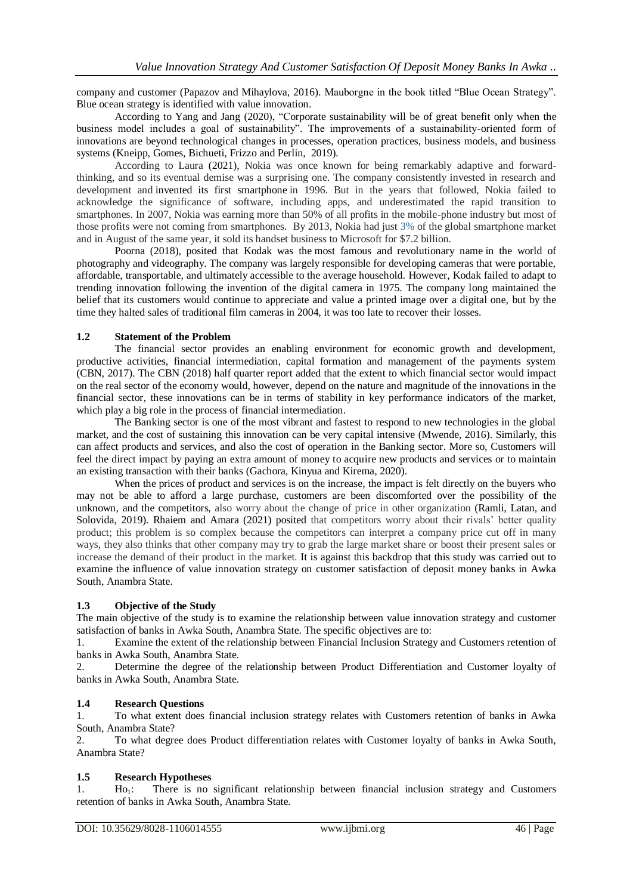company and customer (Papazov and Mihaylova, 2016). Mauborgne in the book titled "Blue Ocean Strategy". Blue ocean strategy is identified with value innovation.

According to Yang and Jang (2020), "Corporate sustainability will be of great benefit only when the business model includes a goal of sustainability". The improvements of a sustainability-oriented form of innovations are beyond technological changes in processes, operation practices, business models, and business systems (Kneipp, Gomes, Bichueti, Frizzo and Perlin, 2019).

According to Laura (2021), Nokia was once known for being remarkably adaptive and forward-thinking, and so its eventual demise was a surprising one. The company consistently invested in research and development and invented its first smartphone in 1996. But in the years that followed, Nokia failed to acknowledge the significance of software, including apps, and underestimated the rapid transition to smartphones. In 2007, Nokia was earning more than 50% of all profits in the mobile-phone industry but most of those profits were not coming from smartphones. By 2013, Nokia had just 3% of the global smartphone market and in August of the same year, it sold its handset business to Microsoft for $7.2 billion.

Poorna (2018), posited that Kodak was the most famous and revolutionary name in the world of photography and videography. The company was largely responsible for developing cameras that were portable, affordable, transportable, and ultimately accessible to the average household. However, Kodak failed to adapt to trending innovation following the invention of the digital camera in 1975. The company long maintained the belief that its customers would continue to appreciate and value a printed image over a digital one, but by the time they halted sales of traditional film cameras in 2004, it was too late to recover their losses.

### 1.2 Statement of the Problem

The financial sector provides an enabling environment for economic growth and development, productive activities, financial intermediation, capital formation and management of the payments system (CBN, 2017). The CBN (2018) half quarter report added that the extent to which financial sector would impact on the real sector of the economy would, however, depend on the nature and magnitude of the innovations in the financial sector, these innovations can be in terms of stability in key performance indicators of the market, which play a big role in the process of financial intermediation.

The Banking sector is one of the most vibrant and fastest to respond to new technologies in the global market, and the cost of sustaining this innovation can be very capital intensive (Mwende, 2016). Similarly, this can affect products and services, and also the cost of operation in the Banking sector. More so, Customers will feel the direct impact by paying an extra amount of money to acquire new products and services or to maintain an existing transaction with their banks (Gachora, Kinyua and Kirema, 2020).

When the prices of product and services is on the increase, the impact is felt directly on the buyers who may not be able to afford a large purchase, customers are been discomforted over the possibility of the unknown, and the competitors, also worry about the change of price in other organization (Ramli, Latan, and Solovida, 2019). Rhaiem and Amara (2021) posited that competitors worry about their rivals' better quality product; this problem is so complex because the competitors can interpret a company price cut off in many ways, they also thinks that other company may try to grab the large market share or boost their present sales or increase the demand of their product in the market. It is against this backdrop that this study was carried out to examine the influence of value innovation strategy on customer satisfaction of deposit money banks in Awka South, Anambra State.

### 1.3 Objective of the Study

The main objective of the study is to examine the relationship between value innovation strategy and customer satisfaction of banks in Awka South, Anambra State. The specific objectives are to:

1. Examine the extent of the relationship between Financial Inclusion Strategy and Customers retention of banks in Awka South, Anambra State.
2. Determine the degree of the relationship between Product Differentiation and Customer loyalty of banks in Awka South, Anambra State.

### 1.4 Research Questions

1. To what extent does financial inclusion strategy relates with Customers retention of banks in Awka South, Anambra State?
2. To what degree does Product differentiation relates with Customer loyalty of banks in Awka South, Anambra State?

### 1.5 Research Hypotheses

1. $Ho_1$: There is no significant relationship between financial inclusion strategy and Customers retention of banks in Awka South, Anambra State.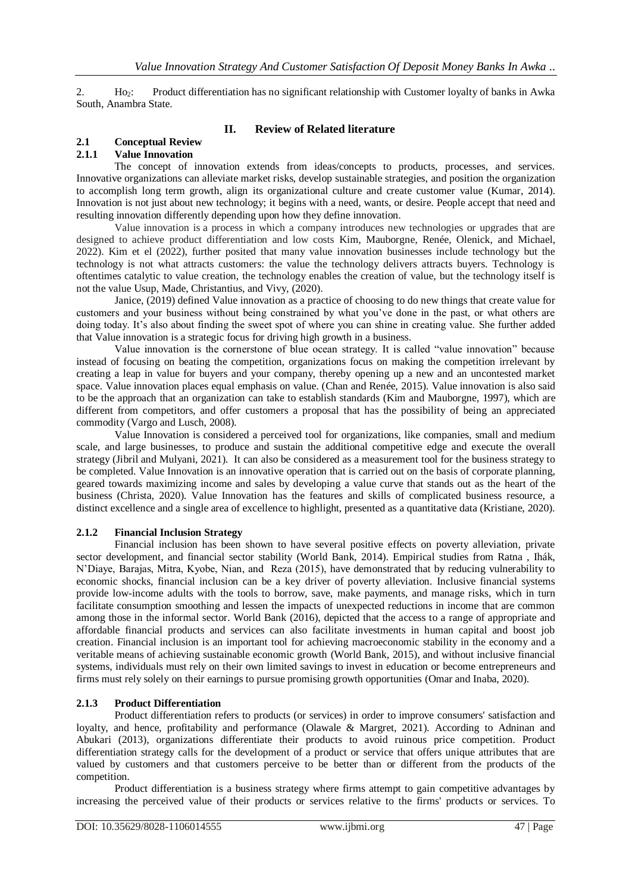2. $Ho_2$: Product differentiation has no significant relationship with Customer loyalty of banks in Awka South, Anambra State.

## II. Review of Related literature

### 2.1 Conceptual Review

#### 2.1.1 Value Innovation

The concept of innovation extends from ideas/concepts to products, processes, and services. Innovative organizations can alleviate market risks, develop sustainable strategies, and position the organization to accomplish long term growth, align its organizational culture and create customer value (Kumar, 2014). Innovation is not just about new technology; it begins with a need, wants, or desire. People accept that need and resulting innovation differently depending upon how they define innovation.

Value innovation is a process in which a company introduces new technologies or upgrades that are designed to achieve product differentiation and low costs Kim, Mauborgne, Renée, Olenick, and Michael, 2022). Kim et el (2022), further posited that many value innovation businesses include technology but the technology is not what attracts customers: the value the technology delivers attracts buyers. Technology is oftentimes catalytic to value creation, the technology enables the creation of value, but the technology itself is not the value Usup, Made, Christantius, and Vivy, (2020).

Janice, (2019) defined Value innovation as a practice of choosing to do new things that create value for customers and your business without being constrained by what you've done in the past, or what others are doing today. It's also about finding the sweet spot of where you can shine in creating value. She further added that Value innovation is a strategic focus for driving high growth in a business.

Value innovation is the cornerstone of blue ocean strategy. It is called "value innovation" because instead of focusing on beating the competition, organizations focus on making the competition irrelevant by creating a leap in value for buyers and your company, thereby opening up a new and an uncontested market space. Value innovation places equal emphasis on value. (Chan and Renée, 2015). Value innovation is also said to be the approach that an organization can take to establish standards (Kim and Mauborgne, 1997), which are different from competitors, and offer customers a proposal that has the possibility of being an appreciated commodity (Vargo and Lusch, 2008).

Value Innovation is considered a perceived tool for organizations, like companies, small and medium scale, and large businesses, to produce and sustain the additional competitive edge and execute the overall strategy (Jibril and Mulyani, 2021). It can also be considered as a measurement tool for the business strategy to be completed. Value Innovation is an innovative operation that is carried out on the basis of corporate planning, geared towards maximizing income and sales by developing a value curve that stands out as the heart of the business (Christa, 2020). Value Innovation has the features and skills of complicated business resource, a distinct excellence and a single area of excellence to highlight, presented as a quantitative data (Kristiane, 2020).

#### 2.1.2 Financial Inclusion Strategy

Financial inclusion has been shown to have several positive effects on poverty alleviation, private sector development, and financial sector stability (World Bank, 2014). Empirical studies from Ratna , Ihák, N'Diaye, Barajas, Mitra, Kyobe, Nian, and Reza (2015), have demonstrated that by reducing vulnerability to economic shocks, financial inclusion can be a key driver of poverty alleviation. Inclusive financial systems provide low-income adults with the tools to borrow, save, make payments, and manage risks, which in turn facilitate consumption smoothing and lessen the impacts of unexpected reductions in income that are common among those in the informal sector. World Bank (2016), depicted that the access to a range of appropriate and affordable financial products and services can also facilitate investments in human capital and boost job creation. Financial inclusion is an important tool for achieving macroeconomic stability in the economy and a veritable means of achieving sustainable economic growth (World Bank, 2015), and without inclusive financial systems, individuals must rely on their own limited savings to invest in education or become entrepreneurs and firms must rely solely on their earnings to pursue promising growth opportunities (Omar and Inaba, 2020).

#### 2.1.3 Product Differentiation

Product differentiation refers to products (or services) in order to improve consumers' satisfaction and loyalty, and hence, profitability and performance (Olawale & Margret, 2021). According to Adninan and Abukari (2013), organizations differentiate their products to avoid ruinous price competition. Product differentiation strategy calls for the development of a product or service that offers unique attributes that are valued by customers and that customers perceive to be better than or different from the products of the competition.

Product differentiation is a business strategy where firms attempt to gain competitive advantages by increasing the perceived value of their products or services relative to the firms' products or services. To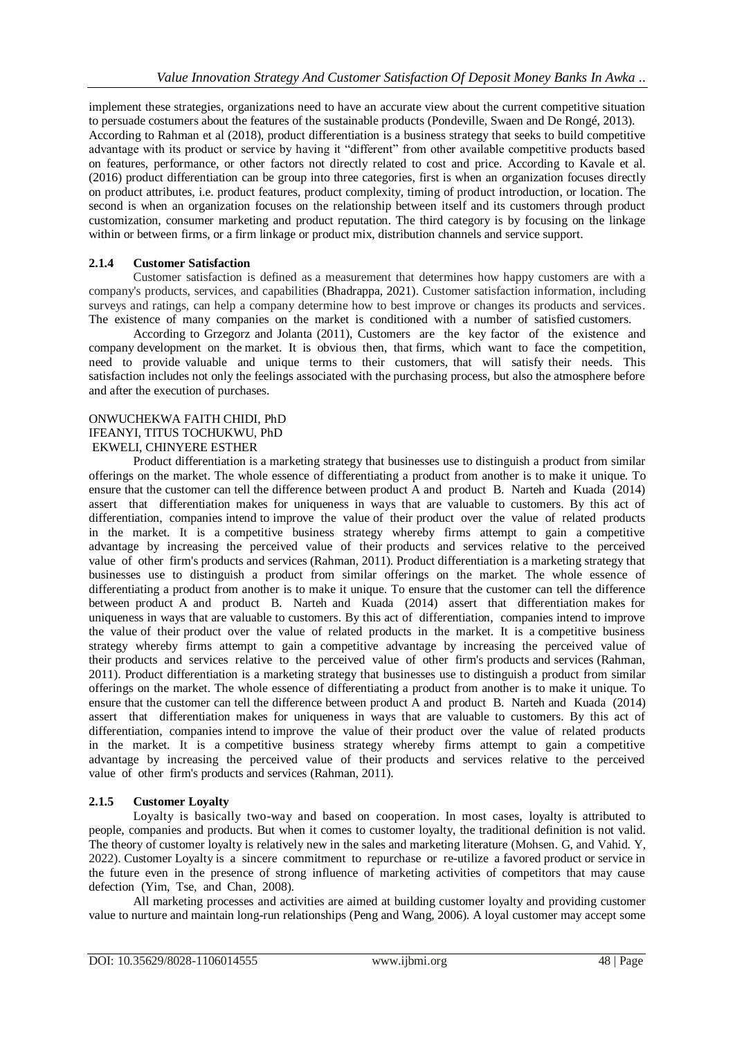implement these strategies, organizations need to have an accurate view about the current competitive situation to persuade costumers about the features of the sustainable products (Pondeville, Swaen and De Rongé, 2013). According to Rahman et al (2018), product differentiation is a business strategy that seeks to build competitive advantage with its product or service by having it "different" from other available competitive products based on features, performance, or other factors not directly related to cost and price. According to Kavale et al. (2016) product differentiation can be group into three categories, first is when an organization focuses directly on product attributes, i.e. product features, product complexity, timing of product introduction, or location. The second is when an organization focuses on the relationship between itself and its customers through product customization, consumer marketing and product reputation. The third category is by focusing on the linkage within or between firms, or a firm linkage or product mix, distribution channels and service support.

### 2.1.4 Customer Satisfaction

Customer satisfaction is defined as a measurement that determines how happy customers are with a company's products, services, and capabilities (Bhadrappa, 2021). Customer satisfaction information, including surveys and ratings, can help a company determine how to best improve or changes its products and services. The existence of many companies on the market is conditioned with a number of satisfied customers.

According to Grzegorz and Jolanta (2011), Customers are the key factor of the existence and company development on the market. It is obvious then, that firms, which want to face the competition, need to provide valuable and unique terms to their customers, that will satisfy their needs. This satisfaction includes not only the feelings associated with the purchasing process, but also the atmosphere before and after the execution of purchases.

ONWUCHEKWA FAITH CHIDI, PhD
IFEANYI, TITUS TOCHUKWU, PhD
EKWELI, CHINYERE ESTHER

Product differentiation is a marketing strategy that businesses use to distinguish a product from similar offerings on the market. The whole essence of differentiating a product from another is to make it unique. To ensure that the customer can tell the difference between product A and product B. Narteh and Kuada (2014) assert that differentiation makes for uniqueness in ways that are valuable to customers. By this act of differentiation, companies intend to improve the value of their product over the value of related products in the market. It is a competitive business strategy whereby firms attempt to gain a competitive advantage by increasing the perceived value of their products and services relative to the perceived value of other firm's products and services (Rahman, 2011). Product differentiation is a marketing strategy that businesses use to distinguish a product from similar offerings on the market. The whole essence of differentiating a product from another is to make it unique. To ensure that the customer can tell the difference between product A and product B. Narteh and Kuada (2014) assert that differentiation makes for uniqueness in ways that are valuable to customers. By this act of differentiation, companies intend to improve the value of their product over the value of related products in the market. It is a competitive business strategy whereby firms attempt to gain a competitive advantage by increasing the perceived value of their products and services relative to the perceived value of other firm's products and services (Rahman, 2011). Product differentiation is a marketing strategy that businesses use to distinguish a product from similar offerings on the market. The whole essence of differentiating a product from another is to make it unique. To ensure that the customer can tell the difference between product A and product B. Narteh and Kuada (2014) assert that differentiation makes for uniqueness in ways that are valuable to customers. By this act of differentiation, companies intend to improve the value of their product over the value of related products in the market. It is a competitive business strategy whereby firms attempt to gain a competitive advantage by increasing the perceived value of their products and services relative to the perceived value of other firm's products and services (Rahman, 2011).

### 2.1.5 Customer Loyalty

Loyalty is basically two-way and based on cooperation. In most cases, loyalty is attributed to people, companies and products. But when it comes to customer loyalty, the traditional definition is not valid. The theory of customer loyalty is relatively new in the sales and marketing literature (Mohsen. G, and Vahid. Y, 2022). Customer Loyalty is a sincere commitment to repurchase or re-utilize a favored product or service in the future even in the presence of strong influence of marketing activities of competitors that may cause defection (Yim, Tse, and Chan, 2008).

All marketing processes and activities are aimed at building customer loyalty and providing customer value to nurture and maintain long-run relationships (Peng and Wang, 2006). A loyal customer may accept some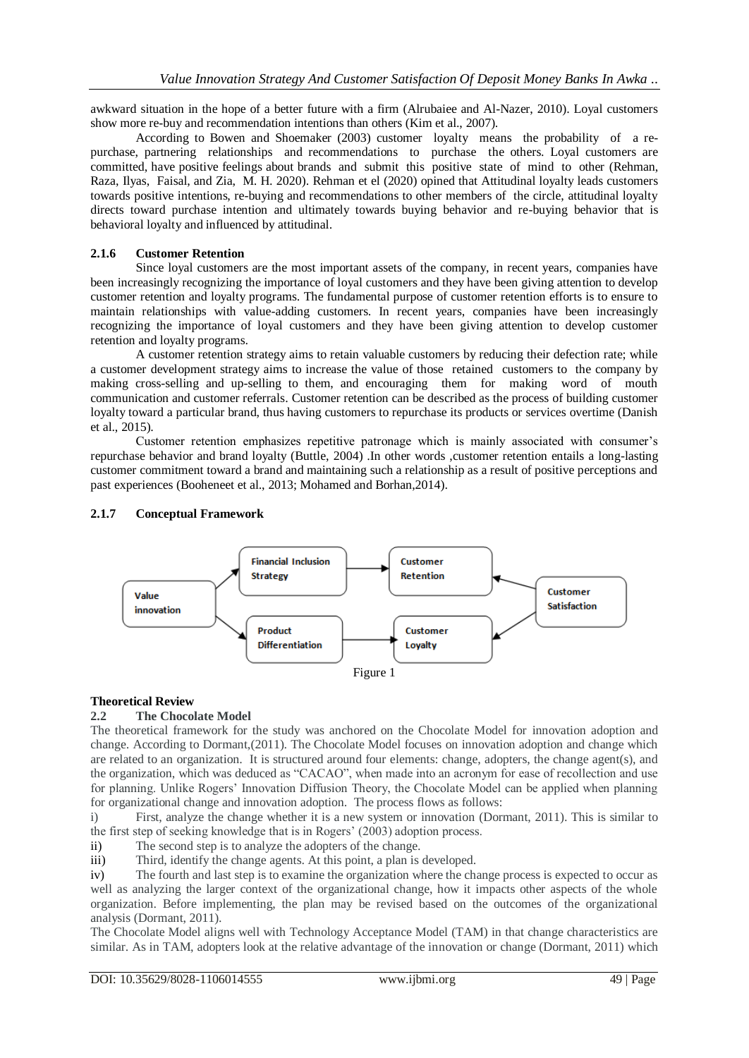awkward situation in the hope of a better future with a firm (Alrubaiee and Al-Nazer, 2010). Loyal customers show more re-buy and recommendation intentions than others (Kim et al., 2007).

According to Bowen and Shoemaker (2003) customer loyalty means the probability of a re-purchase, partnering relationships and recommendations to purchase the others. Loyal customers are committed, have positive feelings about brands and submit this positive state of mind to other (Rehman, Raza, Ilyas, Faisal, and Zia, M. H. 2020). Rehman et el (2020) opined that Attitudinal loyalty leads customers towards positive intentions, re-buying and recommendations to other members of the circle, attitudinal loyalty directs toward purchase intention and ultimately towards buying behavior and re-buying behavior that is behavioral loyalty and influenced by attitudinal.

### 2.1.6 Customer Retention

Since loyal customers are the most important assets of the company, in recent years, companies have been increasingly recognizing the importance of loyal customers and they have been giving attention to develop customer retention and loyalty programs. The fundamental purpose of customer retention efforts is to ensure to maintain relationships with value-adding customers. In recent years, companies have been increasingly recognizing the importance of loyal customers and they have been giving attention to develop customer retention and loyalty programs.

A customer retention strategy aims to retain valuable customers by reducing their defection rate; while a customer development strategy aims to increase the value of those retained customers to the company by making cross-selling and up-selling to them, and encouraging them for making word of mouth communication and customer referrals. Customer retention can be described as the process of building customer loyalty toward a particular brand, thus having customers to repurchase its products or services overtime (Danish et al., 2015).

Customer retention emphasizes repetitive patronage which is mainly associated with consumer's repurchase behavior and brand loyalty (Buttle, 2004) .In other words ,customer retention entails a long-lasting customer commitment toward a brand and maintaining such a relationship as a result of positive perceptions and past experiences (Booheneet et al., 2013; Mohamed and Borhan,2014).

### 2.1.7 Conceptual Framework

Value innovation → Financial Inclusion Strategy → Customer Retention

Value innovation → Product Differentiation → Customer Loyalty

Customer Satisfaction → Customer Retention

Customer Satisfaction → Customer Loyalty

Figure 1

## Theoretical Review

### 2.2 The Chocolate Model

The theoretical framework for the study was anchored on the Chocolate Model for innovation adoption and change. According to Dormant,(2011). The Chocolate Model focuses on innovation adoption and change which are related to an organization. It is structured around four elements: change, adopters, the change agent(s), and the organization, which was deduced as "CACAO", when made into an acronym for ease of recollection and use for planning. Unlike Rogers' Innovation Diffusion Theory, the Chocolate Model can be applied when planning for organizational change and innovation adoption. The process flows as follows:

i) First, analyze the change whether it is a new system or innovation (Dormant, 2011). This is similar to the first step of seeking knowledge that is in Rogers' (2003) adoption process.

ii) The second step is to analyze the adopters of the change.

iii) Third, identify the change agents. At this point, a plan is developed.

iv) The fourth and last step is to examine the organization where the change process is expected to occur as well as analyzing the larger context of the organizational change, how it impacts other aspects of the whole organization. Before implementing, the plan may be revised based on the outcomes of the organizational analysis (Dormant, 2011).

The Chocolate Model aligns well with Technology Acceptance Model (TAM) in that change characteristics are similar. As in TAM, adopters look at the relative advantage of the innovation or change (Dormant, 2011) which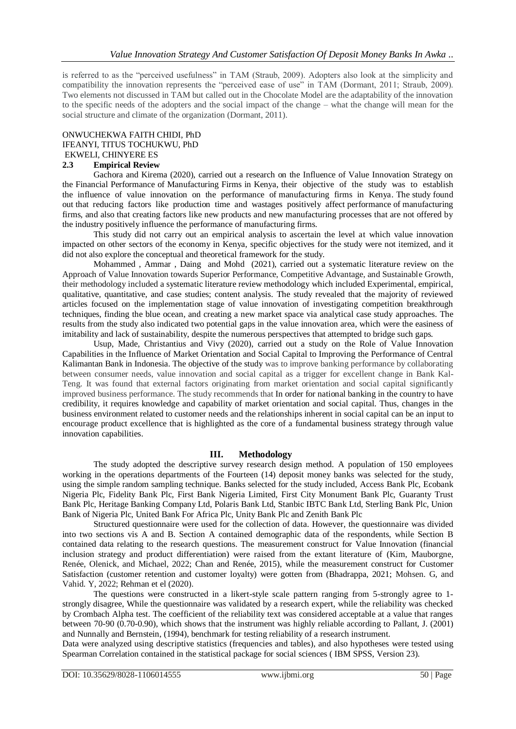is referred to as the "perceived usefulness" in TAM (Straub, 2009). Adopters also look at the simplicity and compatibility the innovation represents the "perceived ease of use" in TAM (Dormant, 2011; Straub, 2009). Two elements not discussed in TAM but called out in the Chocolate Model are the adaptability of the innovation to the specific needs of the adopters and the social impact of the change – what the change will mean for the social structure and climate of the organization (Dormant, 2011).

ONWUCHEKWA FAITH CHIDI, PhD
IFEANYI, TITUS TOCHUKWU, PhD
EKWELI, CHINYERE ES

### 2.3 Empirical Review

Gachora and Kirema (2020), carried out a research on the Influence of Value Innovation Strategy on the Financial Performance of Manufacturing Firms in Kenya, their objective of the study was to establish the influence of value innovation on the performance of manufacturing firms in Kenya. The study found out that reducing factors like production time and wastages positively affect performance of manufacturing firms, and also that creating factors like new products and new manufacturing processes that are not offered by the industry positively influence the performance of manufacturing firms.

This study did not carry out an empirical analysis to ascertain the level at which value innovation impacted on other sectors of the economy in Kenya, specific objectives for the study were not itemized, and it did not also explore the conceptual and theoretical framework for the study.

Mohammed , Ammar , Daing and Mohd (2021), carried out a systematic literature review on the Approach of Value Innovation towards Superior Performance, Competitive Advantage, and Sustainable Growth, their methodology included a systematic literature review methodology which included Experimental, empirical, qualitative, quantitative, and case studies; content analysis. The study revealed that the majority of reviewed articles focused on the implementation stage of value innovation of investigating competition breakthrough techniques, finding the blue ocean, and creating a new market space via analytical case study approaches. The results from the study also indicated two potential gaps in the value innovation area, which were the easiness of imitability and lack of sustainability, despite the numerous perspectives that attempted to bridge such gaps.

Usup, Made, Christantius and Vivy (2020), carried out a study on the Role of Value Innovation Capabilities in the Influence of Market Orientation and Social Capital to Improving the Performance of Central Kalimantan Bank in Indonesia. The objective of the study was to improve banking performance by collaborating between consumer needs, value innovation and social capital as a trigger for excellent change in Bank Kal-Teng. It was found that external factors originating from market orientation and social capital significantly improved business performance. The study recommends that In order for national banking in the country to have credibility, it requires knowledge and capability of market orientation and social capital. Thus, changes in the business environment related to customer needs and the relationships inherent in social capital can be an input to encourage product excellence that is highlighted as the core of a fundamental business strategy through value innovation capabilities.

## III. Methodology

The study adopted the descriptive survey research design method. A population of 150 employees working in the operations departments of the Fourteen (14) deposit money banks was selected for the study, using the simple random sampling technique. Banks selected for the study included, Access Bank Plc, Ecobank Nigeria Plc, Fidelity Bank Plc, First Bank Nigeria Limited, First City Monument Bank Plc, Guaranty Trust Bank Plc, Heritage Banking Company Ltd, Polaris Bank Ltd, Stanbic IBTC Bank Ltd, Sterling Bank Plc, Union Bank of Nigeria Plc, United Bank For Africa Plc, Unity Bank Plc and Zenith Bank Plc

Structured questionnaire were used for the collection of data. However, the questionnaire was divided into two sections vis A and B. Section A contained demographic data of the respondents, while Section B contained data relating to the research questions. The measurement construct for Value Innovation (financial inclusion strategy and product differentiation) were raised from the extant literature of (Kim, Mauborgne, Renée, Olenick, and Michael, 2022; Chan and Renée, 2015), while the measurement construct for Customer Satisfaction (customer retention and customer loyalty) were gotten from (Bhadrappa, 2021; Mohsen. G, and Vahid. Y, 2022; Rehman et el (2020).

The questions were constructed in a likert-style scale pattern ranging from 5-strongly agree to 1-strongly disagree, While the questionnaire was validated by a research expert, while the reliability was checked by Crombach Alpha test. The coefficient of the reliability text was considered acceptable at a value that ranges between 70-90 (0.70-0.90), which shows that the instrument was highly reliable according to Pallant, J. (2001) and Nunnally and Bernstein, (1994), benchmark for testing reliability of a research instrument.

Data were analyzed using descriptive statistics (frequencies and tables), and also hypotheses were tested using Spearman Correlation contained in the statistical package for social sciences ( IBM SPSS, Version 23).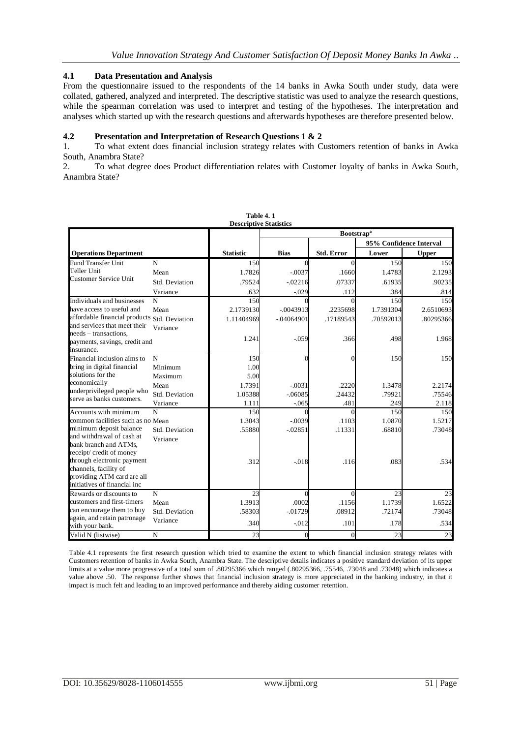## 4.1 Data Presentation and Analysis

From the questionnaire issued to the respondents of the 14 banks in Awka South under study, data were collated, gathered, analyzed and interpreted. The descriptive statistic was used to analyze the research questions, while the spearman correlation was used to interpret and testing of the hypotheses. The interpretation and analyses which started up with the research questions and afterwards hypotheses are therefore presented below.

## 4.2 Presentation and Interpretation of Research Questions 1 & 2

1. To what extent does financial inclusion strategy relates with Customers retention of banks in Awka South, Anambra State?
2. To what degree does Product differentiation relates with Customer loyalty of banks in Awka South, Anambra State?

**Table 4. 1**
**Descriptive Statistics**

| | | | Bootstrap[a] | | | |
|---|---|---|---|---|---|---|
| | | | | | 95% Confidence Interval | |
| **Operations Department** | | **Statistic** | **Bias** | **Std. Error** | **Lower** | **Upper** |
| Fund Transfer Unit Teller Unit Customer Service Unit | N | 150 | 0 | 0 | 150 | 150 |
| | Mean | 1.7826 | -.0037 | .1660 | 1.4783 | 2.1293 |
| | Std. Deviation | .79524 | -.02216 | .07337 | .61935 | .90235 |
| | Variance | .632 | -.029 | .112 | .384 | .814 |
| Individuals and businesses have access to useful and affordable financial products and services that meet their needs – transactions, payments, savings, credit and insurance. | N | 150 | 0 | 0 | 150 | 150 |
| | Mean | 2.1739130 | -.0043913 | .2235698 | 1.7391304 | 2.6510693 |
| | Std. Deviation | 1.11404969 | -.04064901 | .17189543 | .70592013 | .80295366 |
| | Variance | 1.241 | -.059 | .366 | .498 | 1.968 |
| Financial inclusion aims to bring in digital financial solutions for the economically underprivileged people who serve as banks customers. | N | 150 | 0 | 0 | 150 | 150 |
| | Minimum | 1.00 | | | | |
| | Maximum | 5.00 | | | | |
| | Mean | 1.7391 | -.0031 | .2220 | 1.3478 | 2.2174 |
| | Std. Deviation | 1.05388 | -.06085 | .24432 | .79921 | .75546 |
| | Variance | 1.111 | -.065 | .481 | .249 | 2.118 |
| Accounts with minimum common facilities such as no minimum deposit balance and withdrawal of cash at bank branch and ATMs, receipt/ credit of money through electronic payment channels, facility of providing ATM card are all initiatives of financial inc | N | 150 | 0 | 0 | 150 | 150 |
| | Mean | 1.3043 | -.0039 | .1103 | 1.0870 | 1.5217 |
| | Std. Deviation | .55880 | -.02851 | .11331 | .68810 | .73048 |
| | Variance | .312 | -.018 | .116 | .083 | .534 |
| Rewards or discounts to customers and first-timers can encourage them to buy again, and retain patronage with your bank. | N | 23 | 0 | 0 | 23 | 23 |
| | Mean | 1.3913 | .0002 | .1156 | 1.1739 | 1.6522 |
| | Std. Deviation | .58303 | -.01729 | .08912 | .72174 | .73048 |
| | Variance | .340 | -.012 | .101 | .178 | .534 |
| Valid N (listwise) | N | 23 | 0 | 0 | 23 | 23 |

Table 4.1 represents the first research question which tried to examine the extent to which financial inclusion strategy relates with Customers retention of banks in Awka South, Anambra State. The descriptive details indicates a positive standard deviation of its upper limits at a value more progressive of a total sum of .80295366 which ranged (.80295366, .75546, .73048 and .73048) which indicates a value above .50. The response further shows that financial inclusion strategy is more appreciated in the banking industry, in that it impact is much felt and leading to an improved performance and thereby aiding customer retention.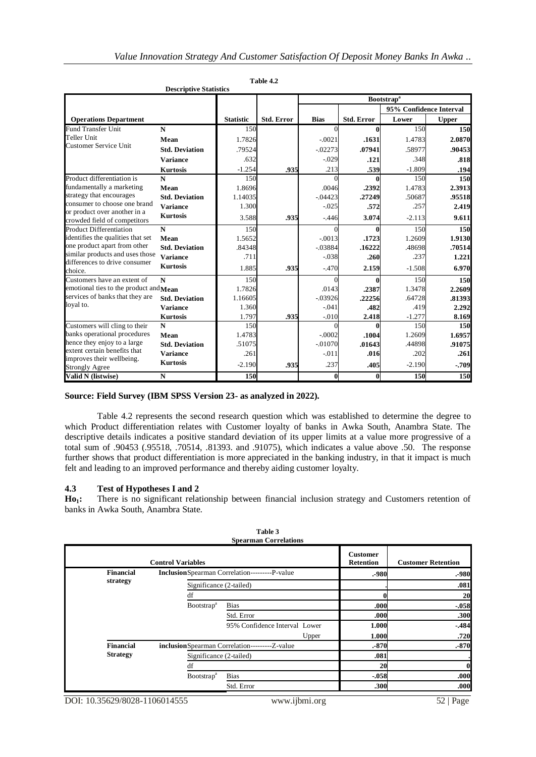**Table 4.2**

**Descriptive Statistics**

| Operations Department | | Statistic | Std. Error | Bootstrap[a] Bias | Std. Error | 95% Confidence Interval Lower | Upper |
|---|---|---|---|---|---|---|---|
| Fund Transfer Unit Teller Unit Customer Service Unit | **N** | 150 | | 0 | **0** | 150 | **150** |
| | **Mean** | 1.7826 | | -.0021 | **.1631** | 1.4783 | **2.0870** |
| | **Std. Deviation** | .79524 | | -.02273 | **.07941** | .58977 | **.90453** |
| | **Variance** | .632 | | -.029 | **.121** | .348 | **.818** |
| | **Kurtosis** | -1.254 | **.935** | .213 | **.539** | -1.809 | **.194** |
| Product differentiation is fundamentally a marketing strategy that encourages consumer to choose one brand or product over another in a crowded field of competitors | **N** | 150 | | 0 | **0** | 150 | **150** |
| | **Mean** | 1.8696 | | .0046 | **.2392** | 1.4783 | **2.3913** |
| | **Std. Deviation** | 1.14035 | | -.04423 | **.27249** | .50687 | **.95518** |
| | **Variance** | 1.300 | | -.025 | **.572** | .257 | **2.419** |
| | **Kurtosis** | 3.588 | **.935** | -.446 | **3.074** | -2.113 | **9.611** |
| Product Differentiation identifies the qualities that set one product apart from other similar products and uses those differences to drive consumer choice. | **N** | 150 | | 0 | **0** | 150 | **150** |
| | **Mean** | 1.5652 | | -.0013 | **.1723** | 1.2609 | **1.9130** |
| | **Std. Deviation** | .84348 | | -.03884 | **.16222** | .48698 | **.70514** |
| | **Variance** | .711 | | -.038 | **.260** | .237 | **1.221** |
| | **Kurtosis** | 1.885 | **.935** | -.470 | **2.159** | -1.508 | **6.970** |
| Customers have an extent of emotional ties to the product and services of banks that they are loyal to. | **N** | 150 | | 0 | **0** | 150 | **150** |
| | **Mean** | 1.7826 | | .0143 | **.2387** | 1.3478 | **2.2609** |
| | **Std. Deviation** | 1.16605 | | -.03926 | **.22256** | .64728 | **.81393** |
| | **Variance** | 1.360 | | -.041 | **.482** | .419 | **2.292** |
| | **Kurtosis** | 1.797 | **.935** | -.010 | **2.418** | -1.277 | **8.169** |
| Customers will cling to their banks operational procedures hence they enjoy to a large extent certain benefits that improves their wellbeing. Strongly Agree | **N** | 150 | | 0 | **0** | 150 | **150** |
| | **Mean** | 1.4783 | | -.0002 | **.1004** | 1.2609 | **1.6957** |
| | **Std. Deviation** | .51075 | | -.01070 | **.01643** | .44898 | **.91075** |
| | **Variance** | .261 | | -.011 | **.016** | .202 | **.261** |
| | **Kurtosis** | -2.190 | **.935** | .237 | **.405** | -2.190 | **-.709** |
| **Valid N (listwise)** | **N** | **150** | | **0** | **0** | **150** | **150** |

**Source: Field Survey (IBM SPSS Version 23- as analyzed in 2022).**

Table 4.2 represents the second research question which was established to determine the degree to which Product differentiation relates with Customer loyalty of banks in Awka South, Anambra State. The descriptive details indicates a positive standard deviation of its upper limits at a value more progressive of a total sum of .90453 (.95518, .70514, .81393. and .91075), which indicates a value above .50. The response further shows that product differentiation is more appreciated in the banking industry, in that it impact is much felt and leading to an improved performance and thereby aiding customer loyalty.

## 4.3 Test of Hypotheses I and 2

**Ho[1]:** There is no significant relationship between financial inclusion strategy and Customers retention of banks in Awka South, Anambra State.

**Table 3**

**Spearman Correlations**

| Control Variables | | | | Customer Retention | Customer Retention |
|---|---|---|---|---|---|
| **Financial strategy** | **Inclusion** Spearman Correlation---------P-value | | | **.-980** | **.-980** |
| | Significance (2-tailed) | | | **.** | **.081** |
| | df | | | **0** | **20** |
| | Bootstrap[a] | Bias | | **.000** | **-.058** |
| | | Std. Error | | **.000** | **.300** |
| | | 95% Confidence Interval | Lower | **1.000** | **-.484** |
| | | | Upper | **1.000** | **.720** |
| **Financial Strategy** | **inclusion** Spearman Correlation---------Z-value | | | **.-870** | **.-870** |
| | Significance (2-tailed) | | | **.081** | **.** |
| | df | | | **20** | **0** |
| | Bootstrap[a] | Bias | | **-.058** | **.000** |
| | | Std. Error | | **.300** | **.000** |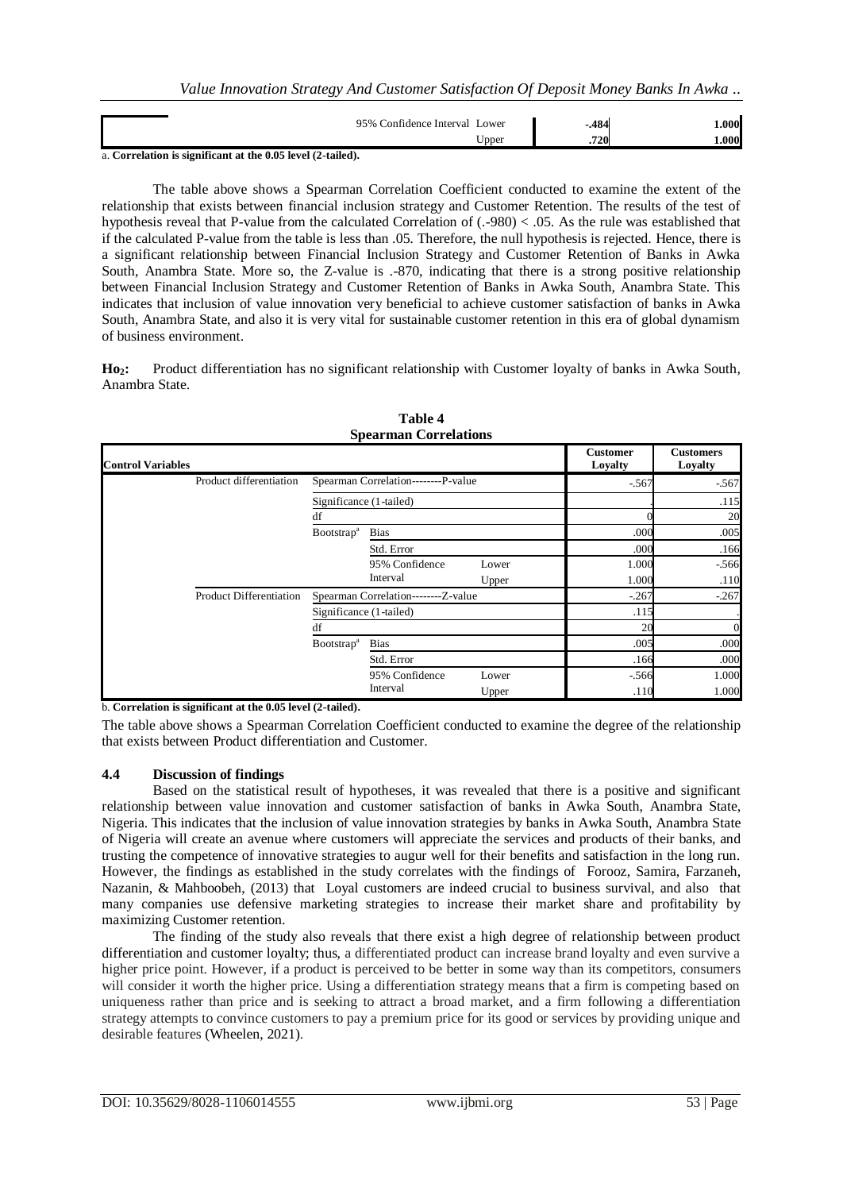| | 95% Confidence Interval | Lower | -.484 | 1.000 |
|---|---|---|---|---|
| | | Upper | .720 | 1.000 |

a. **Correlation is significant at the 0.05 level (2-tailed).**

The table above shows a Spearman Correlation Coefficient conducted to examine the extent of the relationship that exists between financial inclusion strategy and Customer Retention. The results of the test of hypothesis reveal that P-value from the calculated Correlation of (.-980) < .05. As the rule was established that if the calculated P-value from the table is less than .05. Therefore, the null hypothesis is rejected. Hence, there is a significant relationship between Financial Inclusion Strategy and Customer Retention of Banks in Awka South, Anambra State. More so, the Z-value is .-870, indicating that there is a strong positive relationship between Financial Inclusion Strategy and Customer Retention of Banks in Awka South, Anambra State. This indicates that inclusion of value innovation very beneficial to achieve customer satisfaction of banks in Awka South, Anambra State, and also it is very vital for sustainable customer retention in this era of global dynamism of business environment.

**$Ho_2$:** Product differentiation has no significant relationship with Customer loyalty of banks in Awka South, Anambra State.

**Table 4**
**Spearman Correlations**

| Control Variables | | | | | Customer Loyalty | Customers Loyalty |
|---|---|---|---|---|---|---|
| | Product differentiation | Spearman Correlation--------P-value | | | -.567 | -.567 |
| | | Significance (1-tailed) | | | . | .115 |
| | | df | | | 0 | 20 |
| | | Bootstrap[a] | Bias | | .000 | .005 |
| | | | Std. Error | | .000 | .166 |
| | | | 95% Confidence Interval | Lower | 1.000 | -.566 |
| | | | | Upper | 1.000 | .110 |
| | Product Differentiation | Spearman Correlation--------Z-value | | | -.267 | -.267 |
| | | Significance (1-tailed) | | | .115 | . |
| | | df | | | 20 | 0 |
| | | Bootstrap[a] | Bias | | .005 | .000 |
| | | | Std. Error | | .166 | .000 |
| | | | 95% Confidence Interval | Lower | -.566 | 1.000 |
| | | | | Upper | .110 | 1.000 |

b. **Correlation is significant at the 0.05 level (2-tailed).**

The table above shows a Spearman Correlation Coefficient conducted to examine the degree of the relationship that exists between Product differentiation and Customer.

### 4.4 Discussion of findings

Based on the statistical result of hypotheses, it was revealed that there is a positive and significant relationship between value innovation and customer satisfaction of banks in Awka South, Anambra State, Nigeria. This indicates that the inclusion of value innovation strategies by banks in Awka South, Anambra State of Nigeria will create an avenue where customers will appreciate the services and products of their banks, and trusting the competence of innovative strategies to augur well for their benefits and satisfaction in the long run. However, the findings as established in the study correlates with the findings of Forooz, Samira, Farzaneh, Nazanin, & Mahboobeh, (2013) that Loyal customers are indeed crucial to business survival, and also that many companies use defensive marketing strategies to increase their market share and profitability by maximizing Customer retention.

The finding of the study also reveals that there exist a high degree of relationship between product differentiation and customer loyalty; thus, a differentiated product can increase brand loyalty and even survive a higher price point. However, if a product is perceived to be better in some way than its competitors, consumers will consider it worth the higher price. Using a differentiation strategy means that a firm is competing based on uniqueness rather than price and is seeking to attract a broad market, and a firm following a differentiation strategy attempts to convince customers to pay a premium price for its good or services by providing unique and desirable features (Wheelen, 2021).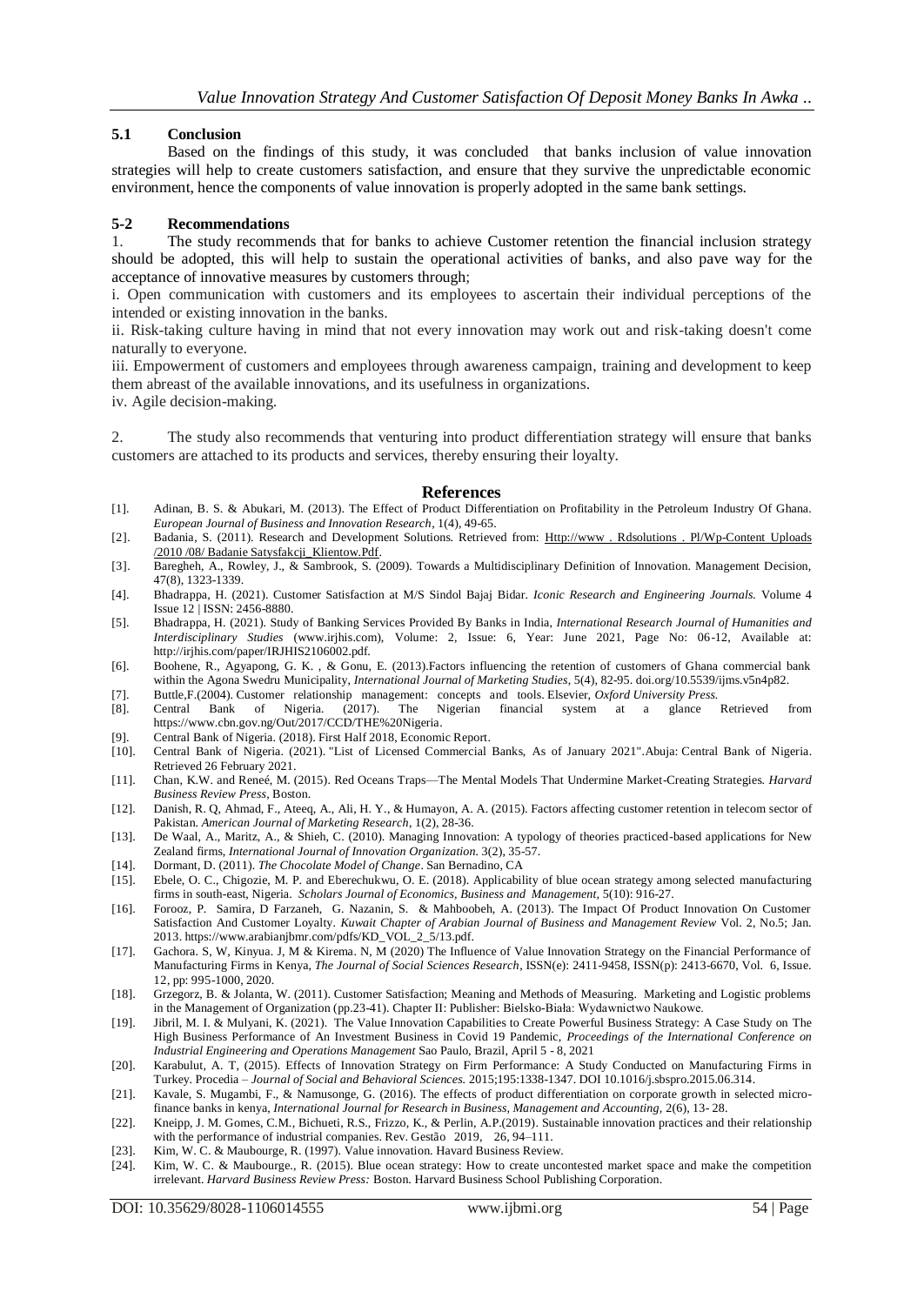### 5.1 Conclusion

Based on the findings of this study, it was concluded that banks inclusion of value innovation strategies will help to create customers satisfaction, and ensure that they survive the unpredictable economic environment, hence the components of value innovation is properly adopted in the same bank settings.

### 5-2 Recommendations

1. The study recommends that for banks to achieve Customer retention the financial inclusion strategy should be adopted, this will help to sustain the operational activities of banks, and also pave way for the acceptance of innovative measures by customers through;

i. Open communication with customers and its employees to ascertain their individual perceptions of the intended or existing innovation in the banks.

ii. Risk-taking culture having in mind that not every innovation may work out and risk-taking doesn't come naturally to everyone.

iii. Empowerment of customers and employees through awareness campaign, training and development to keep them abreast of the available innovations, and its usefulness in organizations.

iv. Agile decision-making.

2. The study also recommends that venturing into product differentiation strategy will ensure that banks customers are attached to its products and services, thereby ensuring their loyalty.

## References

[1]. Adinan, B. S. & Abukari, M. (2013). The Effect of Product Differentiation on Profitability in the Petroleum Industry Of Ghana. *European Journal of Business and Innovation Research*, 1(4), 49-65.

[2]. Badania, S. (2011). Research and Development Solutions. Retrieved from: Http://www . Rdsolutions . Pl/Wp-Content Uploads /2010 /08/ Badanie Satysfakcji_Klientow.Pdf.

[3]. Baregheh, A., Rowley, J., & Sambrook, S. (2009). Towards a Multidisciplinary Definition of Innovation. Management Decision, 47(8), 1323-1339.

[4]. Bhadrappa, H. (2021). Customer Satisfaction at M/S Sindol Bajaj Bidar. *Iconic Research and Engineering Journals.* Volume 4 Issue 12 | ISSN: 2456-8880.

[5]. Bhadrappa, H. (2021). Study of Banking Services Provided By Banks in India, *International Research Journal of Humanities and Interdisciplinary Studies* (www.irjhis.com), Volume: 2, Issue: 6, Year: June 2021, Page No: 06-12, Available at: http://irjhis.com/paper/IRJHIS2106002.pdf.

[6]. Boohene, R., Agyapong, G. K. , & Gonu, E. (2013).Factors influencing the retention of customers of Ghana commercial bank within the Agona Swedru Municipality, *International Journal of Marketing Studies*, 5(4), 82-95. doi.org/10.5539/ijms.v5n4p82.

[7]. Buttle,F.(2004). Customer relationship management: concepts and tools. Elsevier, *Oxford University Press.*

[8]. Central Bank of Nigeria. (2017). The Nigerian financial system at a glance Retrieved from https://www.cbn.gov.ng/Out/2017/CCD/THE%20Nigeria.

[9]. Central Bank of Nigeria. (2018). First Half 2018, Economic Report.

[10]. Central Bank of Nigeria. (2021). "List of Licensed Commercial Banks, As of January 2021".Abuja: Central Bank of Nigeria. Retrieved 26 February 2021.

[11]. Chan, K.W. and Reneé, M. (2015). Red Oceans Traps—The Mental Models That Undermine Market-Creating Strategies. *Harvard Business Review Press*, Boston.

[12]. Danish, R. Q, Ahmad, F., Ateeq, A., Ali, H. Y., & Humayon, A. A. (2015). Factors affecting customer retention in telecom sector of Pakistan. *American Journal of Marketing Research*, 1(2), 28-36.

[13]. De Waal, A., Maritz, A., & Shieh, C. (2010). Managing Innovation: A typology of theories practiced-based applications for New Zealand firms, *International Journal of Innovation Organization*. 3(2), 35-57.

[14]. Dormant, D. (2011). *The Chocolate Model of Change*. San Bernadino, CA

[15]. Ebele, O. C., Chigozie, M. P. and Eberechukwu, O. E. (2018). Applicability of blue ocean strategy among selected manufacturing firms in south-east, Nigeria. *Scholars Journal of Economics, Business and Management*, 5(10): 916-27.

[16]. Forooz, P. Samira, D Farzaneh, G. Nazanin, S. & Mahboobeh, A. (2013). The Impact Of Product Innovation On Customer Satisfaction And Customer Loyalty. *Kuwait Chapter of Arabian Journal of Business and Management Review* Vol. 2, No.5; Jan. 2013. https://www.arabianjbmr.com/pdfs/KD_VOL_2_5/13.pdf.

[17]. Gachora. S, W, Kinyua. J, M & Kirema. N, M (2020) The Influence of Value Innovation Strategy on the Financial Performance of Manufacturing Firms in Kenya, *The Journal of Social Sciences Research*, ISSN(e): 2411-9458, ISSN(p): 2413-6670, Vol. 6, Issue. 12, pp: 995-1000, 2020.

[18]. Grzegorz, B. & Jolanta, W. (2011). Customer Satisfaction; Meaning and Methods of Measuring. Marketing and Logistic problems in the Management of Organization (pp.23-41). Chapter II: Publisher: Bielsko-Biała: Wydawnictwo Naukowe.

[19]. Jibril, M. I. & Mulyani, K. (2021). The Value Innovation Capabilities to Create Powerful Business Strategy: A Case Study on The High Business Performance of An Investment Business in Covid 19 Pandemic, *Proceedings of the International Conference on Industrial Engineering and Operations Management* Sao Paulo, Brazil, April 5 - 8, 2021

[20]. Karabulut, A. T, (2015). Effects of Innovation Strategy on Firm Performance: A Study Conducted on Manufacturing Firms in Turkey. Procedia – *Journal of Social and Behavioral Sciences.* 2015;195:1338-1347. DOI 10.1016/j.sbspro.2015.06.314.

[21]. Kavale, S. Mugambi, F., & Namusonge, G. (2016). The effects of product differentiation on corporate growth in selected micro-finance banks in kenya, *International Journal for Research in Business, Management and Accounting*, 2(6), 13- 28.

[22]. Kneipp, J. M. Gomes, C.M., Bichueti, R.S., Frizzo, K., & Perlin, A.P.(2019). Sustainable innovation practices and their relationship with the performance of industrial companies. Rev. Gestão 2019, 26, 94–111.

[23]. Kim, W. C. & Mauborgne, R. (1997). Value innovation. Havard Business Review.

[24]. Kim, W. C. & Maubourge., R. (2015). Blue ocean strategy: How to create uncontested market space and make the competition irrelevant. *Harvard Business Review Press:* Boston. Harvard Business School Publishing Corporation.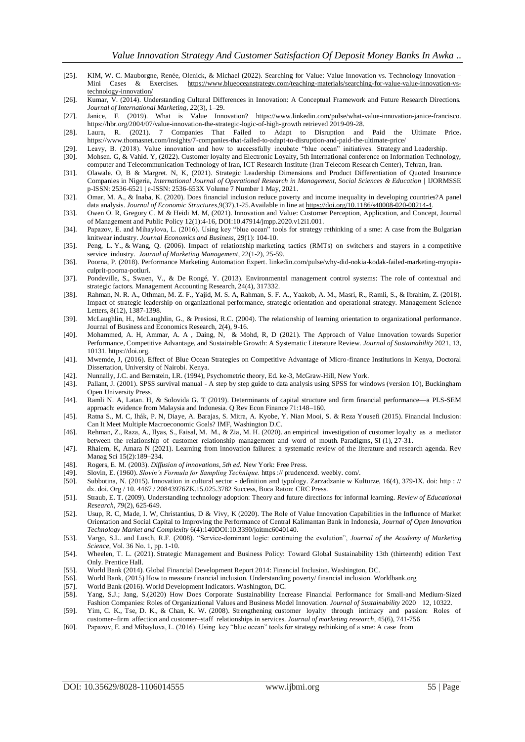[25]. KIM, W. C. Mauborgne, Renée, Olenick, & Michael (2022). Searching for Value: Value Innovation vs. Technology Innovation – Mini Cases & Exercises. https://www.blueoceanstrategy.com/teaching-materials/searching-for-value-value-innovation-vs-technology-innovation/

[26]. Kumar, V. (2014). Understanding Cultural Differences in Innovation: A Conceptual Framework and Future Research Directions. *Journal of International Marketing*, *22*(3), 1–29.

[27]. Janice, F. (2019). What is Value Innovation? https://www.linkedin.com/pulse/what-value-innovation-janice-francisco. https://hbr.org/2004/07/value-innovation-the-strategic-logic-of-high-growth retrieved 2019-09-28.

[28]. Laura, R. (2021). 7 Companies That Failed to Adapt to Disruption and Paid the Ultimate Price**.** https://www.thomasnet.com/insights/7-companies-that-failed-to-adapt-to-disruption-and-paid-the-ultimate-price/

[29]. Leavy, B. (2018). Value innovation and how to successfully incubate "blue ocean" initiatives. Strategy and Leadership.

[30]. Mohsen. G, & Vahid. Y, (2022). Customer loyalty and Electronic Loyalty**,** 5th International conference on Information Technology, computer and Telecommunication Technology of Iran, ICT Research Institute (Iran Telecom Research Center), Tehran, Iran.

[31]. Olawale. O, B & Margret. N, K, (2021). Strategic Leadership Dimensions and Product Differentiation of Quoted Insurance Companies in Nigeria, *International Journal of Operational Research in Management, Social Sciences & Education* | IJORMSSE p-ISSN: 2536-6521 | e-ISSN: 2536-653X Volume 7 Number 1 May, 2021.

[32]. Omar, M. A., & Inaba, K. (2020). Does financial inclusion reduce poverty and income inequality in developing countries?A panel data analysis. *Journal of Economic Structures*,9(37),1-25.Available in line at https://doi.org/10.1186/s40008-020-00214-4.

[33]. Owen O. R, Gregory C. M & Heidi M. M, (2021). Innovation and Value: Customer Perception, Application, and Concept, Journal of Management and Public Policy 12(1):4-16, DOI:10.47914/jmpp.2020.v12i1.001.

[34]. Papazov, E. and Mihaylova, L. (2016). Using key "blue ocean" tools for strategy rethinking of a sme: A case from the Bulgarian knitwear industry. *Journal Economics and Business*, 29(1): 104-10.

[35]. Peng, L. Y., & Wang, Q. (2006). Impact of relationship marketing tactics (RMTs) on switchers and stayers in a competitive service industry. *Journal of Marketing Management*, 22(1-2), 25-59.

[36]. Poorna, P. (2018). Performance Marketing Automation Expert. linkedin.com/pulse/why-did-nokia-kodak-failed-marketing-myopia-culprit-poorna-potluri.

[37]. Pondeville, S., Swaen, V., & De Rongé, Y. (2013). Environmental management control systems: The role of contextual and strategic factors. Management Accounting Research, 24(4), 317332.

[38]. Rahman, N. R. A., Othman, M. Z. F., Yajid, M. S. A, Rahman, S. F. A., Yaakob, A. M., Masri, R., Ramli, S., & Ibrahim, Z. (2018). Impact of strategic leadership on organizational performance, strategic orientation and operational strategy. Management Science Letters, 8(12), 1387-1398.

[39]. McLaughlin, H., McLaughlin, G., & Presiosi, R.C. (2004). The relationship of learning orientation to organizational performance. Journal of Business and Economics Research, 2(4), 9-16.

[40]. Mohammed, A. H, Ammar, A. A , Daing, N, & Mohd, R, D (2021). The Approach of Value Innovation towards Superior Performance, Competitive Advantage, and Sustainable Growth: A Systematic Literature Review. *Journal of Sustainability* 2021, 13, 10131. https://doi.org.

[41]. Mwemde, J, (2016). Effect of Blue Ocean Strategies on Competitive Advantage of Micro-finance Institutions in Kenya, Doctoral Dissertation, University of Nairobi. Kenya.

[42]. Nunnally, J.C. and Bernstein, I.R. (1994), Psychometric theory, Ed. ke-3, McGraw-Hill, New York.

[43]. Pallant, J. (2001). SPSS survival manual - A step by step guide to data analysis using SPSS for windows (version 10), Buckingham Open University Press.

[44]. Ramli N. A, Latan. H, & Solovida G. T (2019). Determinants of capital structure and firm financial performance—a PLS-SEM approach: evidence from Malaysia and Indonesia. Q Rev Econ Finance 71:148–160.

[45]. Ratna S., M. C, Ihák, P. N, Diaye, A. Barajas, S. Mitra, A. Kyobe, Y. Nian Mooi, S. & Reza Yousefi (2015). Financial Inclusion: Can It Meet Multiple Macroeconomic Goals? IMF, Washington D.C.

[46]. Rehman, Z., Raza, A., Ilyas, S., Faisal, M. M., & Zia, M. H. (2020). an empirical investigation of customer loyalty as a mediator between the relationship of customer relationship management and word of mouth. Paradigms, SI (1), 27-31.

[47]. Rhaiem, K, Amara N (2021). Learning from innovation failures: a systematic review of the literature and research agenda. Rev Manag Sci 15(2):189–234.

[48]. Rogers, E. M. (2003). *Diffusion of innovations, 5th ed.* New York: Free Press.

[49]. Slovin, E. (1960). *Slovin's Formula for Sampling Technique.* https :// prudencexd. weebly. com/.

[50]. Subbotina, N. (2015). Innovation in cultural sector - definition and typology. Zarzadzanie w Kulturze, 16(4), 379-IX. doi: http : // dx. doi. Org / 10. 4467 / 20843976ZK.15.025.3782 Success, Boca Raton: CRC Press.

[51]. Straub, E. T. (2009). Understanding technology adoption: Theory and future directions for informal learning. *Review of Educational Research*, *79*(2), 625-649.

[52]. Usup, R. C, Made, I. W, Christantius, D & Vivy, K (2020). The Role of Value Innovation Capabilities in the Influence of Market Orientation and Social Capital to Improving the Performance of Central Kalimantan Bank in Indonesia, *Journal of Open Innovation Technology Market and Complexity* 6(4):140DOI:10.3390/joitmc6040140.

[53]. Vargo, S.L. and Lusch, R.F. (2008). "Service-dominant logic: continuing the evolution", *Journal of the Academy of Marketing Science*, Vol. 36 No. 1, pp. 1-10.

[54]. Wheelen, T. L. (2021). Strategic Management and Business Policy: Toward Global Sustainability 13th (thirteenth) edition Text Only. Prentice Hall.

[55]. World Bank (2014). Global Financial Development Report 2014: Financial Inclusion. Washington, DC.

[56]. World Bank, (2015) How to measure financial inclusion. Understanding poverty/ financial inclusion. Worldbank.org

[57]. World Bank (2016). World Development Indicators. Washington, DC.

[58]. Yang, S.J.; Jang, S.(2020) How Does Corporate Sustainability Increase Financial Performance for Small-and Medium-Sized Fashion Companies: Roles of Organizational Values and Business Model Innovation. *Journal of Sustainability* 2020 12, 10322.

[59]. Yim, C. K., Tse, D. K., & Chan, K. W. (2008). Strengthening customer loyalty through intimacy and passion: Roles of customer–firm affection and customer–staff relationships in services. *Journal of marketing research*, 45(6), 741-756

[60]. Papazov, E. and Mihaylova, L. (2016). Using key "blue ocean" tools for strategy rethinking of a sme: A case from